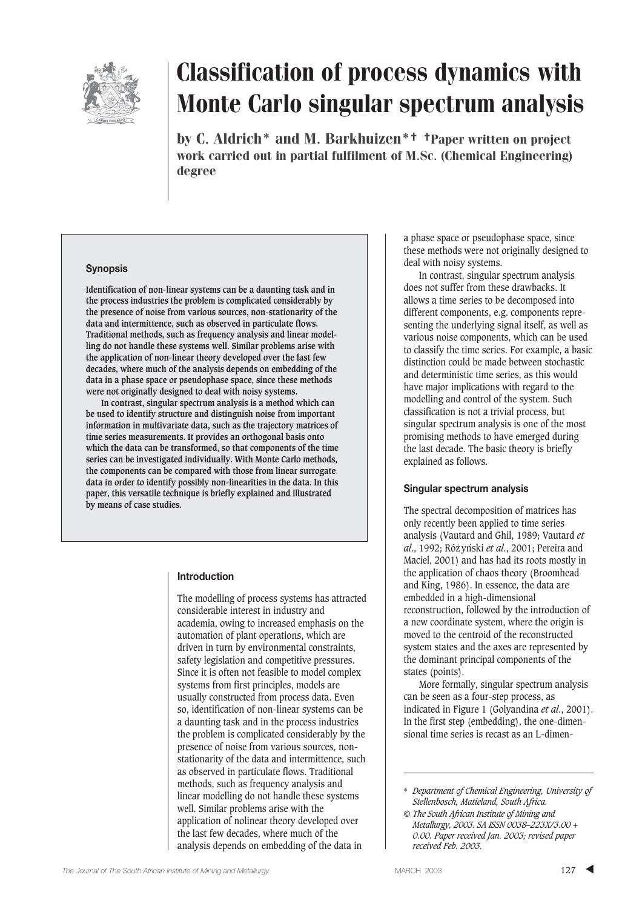# Classification of process dynamics with Monte Carlo singular spectrum analysis

**by C. Aldrich\* and M. Barkhuizen\*† †Paper written on project work carried out in partial fulfilment of M.Sc. (Chemical Engineering) degree**

### Synopsis

**Identification of non-linear systems can be a daunting task and in the process industries the problem is complicated considerably by the presence of noise from various sources, non-stationarity of the data and intermittence, such as observed in particulate flows. Traditional methods, such as frequency analysis and linear modelling do not handle these systems well. Similar problems arise with the application of non-linear theory developed over the last few decades, where much of the analysis depends on embedding of the data in a phase space or pseudophase space, since these methods were not originally designed to deal with noisy systems.**

**In contrast, singular spectrum analysis is a method which can be used to identify structure and distinguish noise from important information in multivariate data, such as the trajectory matrices of time series measurements. It provides an orthogonal basis onto which the data can be transformed, so that components of the time series can be investigated individually. With Monte Carlo methods, the components can be compared with those from linear surrogate data in order to identify possibly non-linearities in the data. In this paper, this versatile technique is briefly explained and illustrated by means of case studies.**

## Introduction

The modelling of process systems has attracted considerable interest in industry and academia, owing to increased emphasis on the automation of plant operations, which are driven in turn by environmental constraints, safety legislation and competitive pressures. Since it is often not feasible to model complex systems from first principles, models are usually constructed from process data. Even so, identification of non-linear systems can be a daunting task and in the process industries the problem is complicated considerably by the presence of noise from various sources, non-stationarity of the data and intermittence, such as observed in particulate flows. Traditional methods, such as frequency analysis and linear modelling do not handle these systems well. Similar problems arise with the application of nolinear theory developed over the last few decades, where much of the analysis depends on embedding of the data in a phase space or pseudophase space, since these methods were not originally designed to deal with noisy systems.

In contrast, singular spectrum analysis does not suffer from these drawbacks. It allows a time series to be decomposed into different components, e.g. components representing the underlying signal itself, as well as various noise components, which can be used to classify the time series. For example, a basic distinction could be made between stochastic and deterministic time series, as this would have major implications with regard to the modelling and control of the system. Such classification is not a trivial process, but singular spectrum analysis is one of the most promising methods to have emerged during the last decade. The basic theory is briefly explained as follows.

## Singular spectrum analysis

The spectral decomposition of matrices has only recently been applied to time series analysis (Vautard and Ghil, 1989; Vautard *et al*., 1992; Różyński *et al*., 2001; Pereira and Maciel, 2001) and has had its roots mostly in the application of chaos theory (Broomhead and King, 1986). In essence, the data are embedded in a high-dimensional reconstruction, followed by the introduction of a new coordinate system, where the origin is moved to the centroid of the reconstructed system states and the axes are represented by the dominant principal components of the states (points).

More formally, singular spectrum analysis can be seen as a four-step process, as indicated in Figure 1 (Golyandina *et al*., 2001). In the first step (embedding), the one-dimensional time series is recast as an L-dimen-

---

\* *Department of Chemical Engineering, University of Stellenbosch, Matieland, South Africa.*

*© The South African Institute of Mining and Metallurgy, 2003. SA ISSN 0038–223X/3.00 + 0.00. Paper received Jan. 2003; revised paper received Feb. 2003.*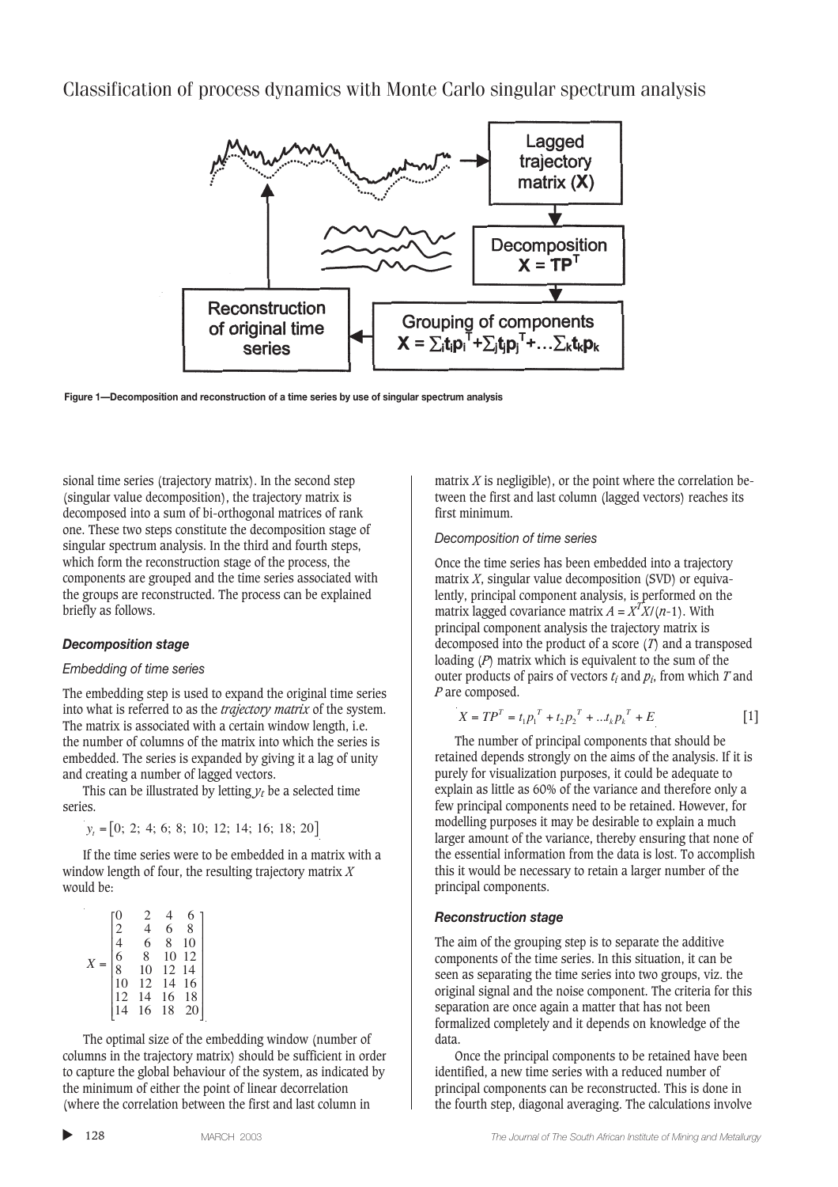Figure 1—Decomposition and reconstruction of a time series by use of singular spectrum analysis

sional time series (trajectory matrix). In the second step (singular value decomposition), the trajectory matrix is decomposed into a sum of bi-orthogonal matrices of rank one. These two steps constitute the decomposition stage of singular spectrum analysis. In the third and fourth steps, which form the reconstruction stage of the process, the components are grouped and the time series associated with the groups are reconstructed. The process can be explained briefly as follows.

### *Decomposition stage*

#### *Embedding of time series*

The embedding step is used to expand the original time series into what is referred to as the *trajectory matrix* of the system. The matrix is associated with a certain window length, i.e. the number of columns of the matrix into which the series is embedded. The series is expanded by giving it a lag of unity and creating a number of lagged vectors.

This can be illustrated by letting $y_t$ be a selected time series.

$$y_t = [0;\ 2;\ 4;\ 6;\ 8;\ 10;\ 12;\ 14;\ 16;\ 18;\ 20]$$

If the time series were to be embedded in a matrix with a window length of four, the resulting trajectory matrix $X$ would be:

$$X = \begin{bmatrix} 0 & 2 & 4 & 6 \\ 2 & 4 & 6 & 8 \\ 4 & 6 & 8 & 10 \\ 6 & 8 & 10 & 12 \\ 8 & 10 & 12 & 14 \\ 10 & 12 & 14 & 16 \\ 12 & 14 & 16 & 18 \\ 14 & 16 & 18 & 20 \end{bmatrix}$$

The optimal size of the embedding window (number of columns in the trajectory matrix) should be sufficient in order to capture the global behaviour of the system, as indicated by the minimum of either the point of linear decorrelation (where the correlation between the first and last column in matrix $X$ is negligible), or the point where the correlation between the first and last column (lagged vectors) reaches its first minimum.

#### *Decomposition of time series*

Once the time series has been embedded into a trajectory matrix $X$, singular value decomposition (SVD) or equivalently, principal component analysis, is performed on the matrix lagged covariance matrix $A = X^T X/(n\text{-}1)$. With principal component analysis the trajectory matrix is decomposed into the product of a score ($T$) and a transposed loading ($P$) matrix which is equivalent to the sum of the outer products of pairs of vectors $t_i$ and $p_i$, from which $T$ and $P$ are composed.

$$X = TP^T = t_1 p_1^T + t_2 p_2^T + \ldots t_k p_k^T + E \qquad [1]$$

The number of principal components that should be retained depends strongly on the aims of the analysis. If it is purely for visualization purposes, it could be adequate to explain as little as 60% of the variance and therefore only a few principal components need to be retained. However, for modelling purposes it may be desirable to explain a much larger amount of the variance, thereby ensuring that none of the essential information from the data is lost. To accomplish this it would be necessary to retain a larger number of the principal components.

### *Reconstruction stage*

The aim of the grouping step is to separate the additive components of the time series. In this situation, it can be seen as separating the time series into two groups, viz. the original signal and the noise component. The criteria for this separation are once again a matter that has not been formalized completely and it depends on knowledge of the data.

Once the principal components to be retained have been identified, a new time series with a reduced number of principal components can be reconstructed. This is done in the fourth step, diagonal averaging. The calculations involve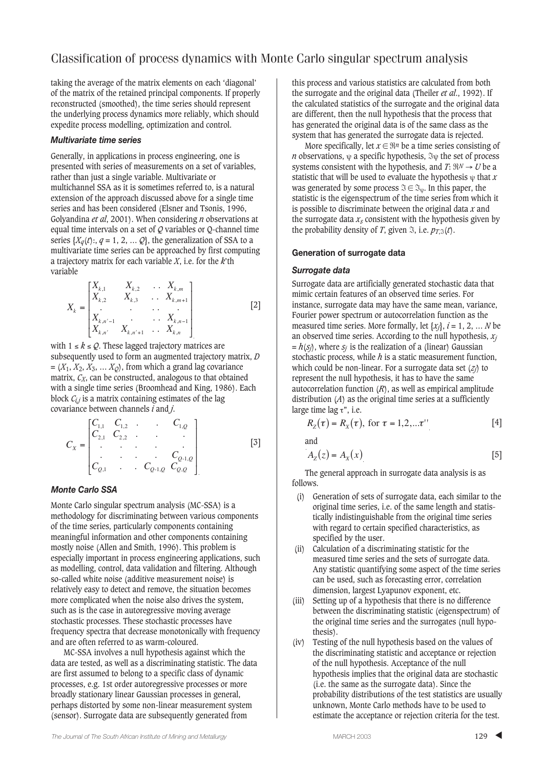taking the average of the matrix elements on each 'diagonal' of the matrix of the retained principal components. If properly reconstructed (smoothed), the time series should represent the underlying process dynamics more reliably, which should expedite process modelling, optimization and control.

### *Multivariate time series*

Generally, in applications in process engineering, one is presented with series of measurements on a set of variables, rather than just a single variable. Multivariate or multichannel SSA as it is sometimes referred to, is a natural extension of the approach discussed above for a single time series and has been considered (Elsner and Tsonis, 1996, Golyandina *et al*, 2001). When considering $n$ observations at equal time intervals on a set of $Q$ variables or $Q$-channel time series $\{X_q(t):, q = 1, 2, \ldots Q\}$, the generalization of SSA to a multivariate time series can be approached by first computing a trajectory matrix for each variable $X$, i.e. for the $k$'th variable

$$X_k = \begin{bmatrix} X_{k,1} & X_{k,2} & .. & X_{k,m} \\ X_{k,2} & X_{k,3} & .. & X_{k,m+1} \\ . & . & .. & . \\ X_{k,n'-1} & . & .. & X_{k,n-1} \\ X_{k,n'} & X_{k,n'+1} & .. & X_{k,n} \end{bmatrix} \quad [2]$$

with $1 \leq k \leq Q$. These lagged trajectory matrices are subsequently used to form an augmented trajectory matrix, $D = (X_1, X_2, X_3, \ldots X_Q)$, from which a grand lag covariance matrix, $C_X$, can be constructed, analogous to that obtained with a single time series (Broomhead and King, 1986). Each block $C_{i,j}$ is a matrix containing estimates of the lag covariance between channels $i$ and $j$.

$$C_X = \begin{bmatrix} C_{1,1} & C_{1,2} & . & . & C_{1,Q} \\ C_{2,1} & C_{2,2} & . & . & . \\ . & . & . & . & . \\ . & . & . & . & C_{Q-1,Q} \\ C_{Q,1} & . & . & C_{Q-1,Q} & C_{Q,Q} \end{bmatrix} \quad [3]$$

### *Monte Carlo SSA*

Monte Carlo singular spectrum analysis (MC-SSA) is a methodology for discriminating between various components of the time series, particularly components containing meaningful information and other components containing mostly noise (Allen and Smith, 1996). This problem is especially important in process engineering applications, such as modelling, control, data validation and filtering. Although so-called white noise (additive measurement noise) is relatively easy to detect and remove, the situation becomes more complicated when the noise also drives the system, such as is the case in autoregressive moving average stochastic processes. These stochastic processes have frequency spectra that decrease monotonically with frequency and are often referred to as warm-coloured.

MC-SSA involves a null hypothesis against which the data are tested, as well as a discriminating statistic. The data are first assumed to belong to a specific class of dynamic processes, e.g. 1st order autoregressive processes or more broadly stationary linear Gaussian processes in general, perhaps distorted by some non-linear measurement system (sensor). Surrogate data are subsequently generated from this process and various statistics are calculated from both the surrogate and the original data (Theiler *et al*., 1992). If the calculated statistics of the surrogate and the original data are different, then the null hypothesis that the process that has generated the original data is of the same class as the system that has generated the surrogate data is rejected.

More specifically, let $x \in \Re^n$ be a time series consisting of $n$ observations, $\psi$ a specific hypothesis, $\Im_\psi$ the set of process systems consistent with the hypothesis, and $T: \Re^N \rightarrow U$ be a statistic that will be used to evaluate the hypothesis $\psi$ that $x$ was generated by some process $\Im \in \Im_\psi$. In this paper, the statistic is the eigenspectrum of the time series from which it is possible to discriminate between the original data $x$ and the surrogate data $x_s$ consistent with the hypothesis given by the probability density of $T$, given $\Im$, i.e. $p_{T,\Im}(t)$.

## Generation of surrogate data

### *Surrogate data*

Surrogate data are artificially generated stochastic data that mimic certain features of an observed time series. For instance, surrogate data may have the same mean, variance, Fourier power spectrum or autocorrelation function as the measured time series. More formally, let $\{x_j\}$, $i = 1, 2, \ldots N$ be an observed time series. According to the null hypothesis, $x_j = h(s_j)$, where $s_j$ is the realization of a (linear) Gaussian stochastic process, while $h$ is a static measurement function, which could be non-linear. For a surrogate data set $(z_j)$ to represent the null hypothesis, it has to have the same autocorrelation function ($R$), as well as empirical amplitude distribution ($A$) as the original time series at a sufficiently large time lag $\tau$", i.e.

$$R_Z(\tau) = R_X(\tau), \text{ for } \tau = 1,2,\ldots\tau'' \quad [4]$$

and

$$A_Z(z) = A_X(x) \quad [5]$$

The general approach in surrogate data analysis is as follows.

- (i) Generation of sets of surrogate data, each similar to the original time series, i.e. of the same length and statistically indistinguishable from the original time series with regard to certain specified characteristics, as specified by the user.
- (ii) Calculation of a discriminating statistic for the measured time series and the sets of surrogate data. Any statistic quantifying some aspect of the time series can be used, such as forecasting error, correlation dimension, largest Lyapunov exponent, etc.
- (iii) Setting up of a hypothesis that there is no difference between the discriminating statistic (eigenspectrum) of the original time series and the surrogates (null hypothesis).
- (iv) Testing of the null hypothesis based on the values of the discriminating statistic and acceptance or rejection of the null hypothesis. Acceptance of the null hypothesis implies that the original data are stochastic (i.e. the same as the surrogate data). Since the probability distributions of the test statistics are usually unknown, Monte Carlo methods have to be used to estimate the acceptance or rejection criteria for the test.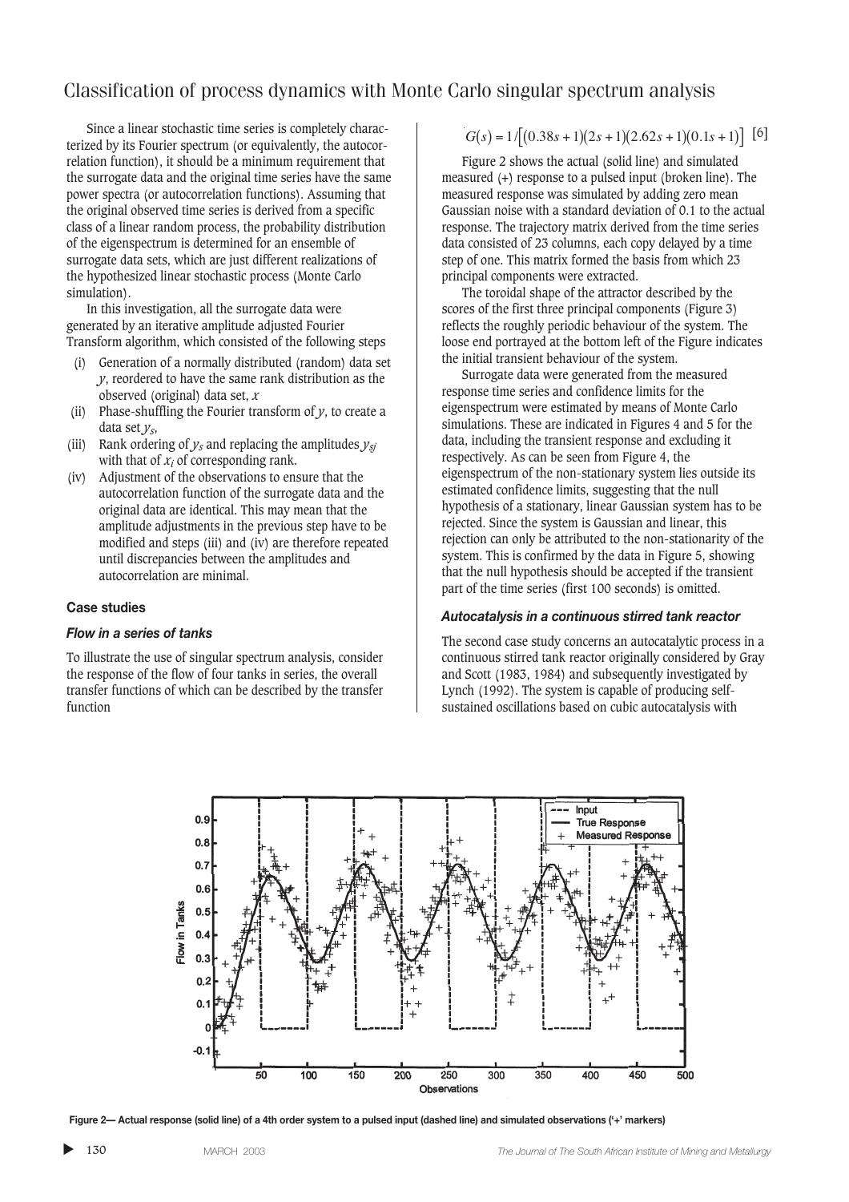Since a linear stochastic time series is completely characterized by its Fourier spectrum (or equivalently, the autocorrelation function), it should be a minimum requirement that the surrogate data and the original time series have the same power spectra (or autocorrelation functions). Assuming that the original observed time series is derived from a specific class of a linear random process, the probability distribution of the eigenspectrum is determined for an ensemble of surrogate data sets, which are just different realizations of the hypothesized linear stochastic process (Monte Carlo simulation).

In this investigation, all the surrogate data were generated by an iterative amplitude adjusted Fourier Transform algorithm, which consisted of the following steps

- (i) Generation of a normally distributed (random) data set $y$, reordered to have the same rank distribution as the observed (original) data set, $x$
- (ii) Phase-shuffling the Fourier transform of $y$, to create a data set $y_S$,
- (iii) Rank ordering of $y_S$ and replacing the amplitudes $y_{Sj}$ with that of $x_i$ of corresponding rank.
- (iv) Adjustment of the observations to ensure that the autocorrelation function of the surrogate data and the original data are identical. This may mean that the amplitude adjustments in the previous step have to be modified and steps (iii) and (iv) are therefore repeated until discrepancies between the amplitudes and autocorrelation are minimal.

## Case studies

### *Flow in a series of tanks*

To illustrate the use of singular spectrum analysis, consider the response of the flow of four tanks in series, the overall transfer functions of which can be described by the transfer function

$$G(s) = 1/\left[(0.38s+1)(2s+1)(2.62s+1)(0.1s+1)\right] \quad [6]$$

Figure 2 shows the actual (solid line) and simulated measured (+) response to a pulsed input (broken line). The measured response was simulated by adding zero mean Gaussian noise with a standard deviation of 0.1 to the actual response. The trajectory matrix derived from the time series data consisted of 23 columns, each copy delayed by a time step of one. This matrix formed the basis from which 23 principal components were extracted.

The toroidal shape of the attractor described by the scores of the first three principal components (Figure 3) reflects the roughly periodic behaviour of the system. The loose end portrayed at the bottom left of the Figure indicates the initial transient behaviour of the system.

Surrogate data were generated from the measured response time series and confidence limits for the eigenspectrum were estimated by means of Monte Carlo simulations. These are indicated in Figures 4 and 5 for the data, including the transient response and excluding it respectively. As can be seen from Figure 4, the eigenspectrum of the non-stationary system lies outside its estimated confidence limits, suggesting that the null hypothesis of a stationary, linear Gaussian system has to be rejected. Since the system is Gaussian and linear, this rejection can only be attributed to the non-stationarity of the system. This is confirmed by the data in Figure 5, showing that the null hypothesis should be accepted if the transient part of the time series (first 100 seconds) is omitted.

### *Autocatalysis in a continuous stirred tank reactor*

The second case study concerns an autocatalytic process in a continuous stirred tank reactor originally considered by Gray and Scott (1983, 1984) and subsequently investigated by Lynch (1992). The system is capable of producing self-sustained oscillations based on cubic autocatalysis with

**Figure 2— Actual response (solid line) of a 4th order system to a pulsed input (dashed line) and simulated observations ('+' markers)**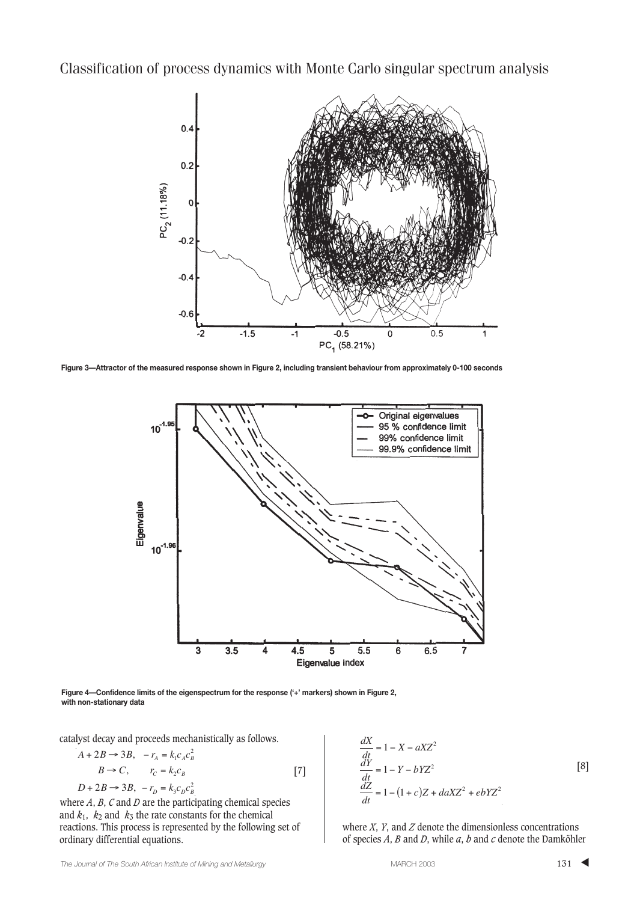Figure 3—Attractor of the measured response shown in Figure 2, including transient behaviour from approximately 0-100 seconds

Figure 4—Confidence limits of the eigenspectrum for the response ('+' markers) shown in Figure 2, with non-stationary data

catalyst decay and proceeds mechanistically as follows.

$$
\begin{aligned}
A + 2B &\rightarrow 3B, \quad -r_A = k_1 c_A c_B^2 \\
B &\rightarrow C, \quad\quad r_C = k_2 c_B \\
D + 2B &\rightarrow 3B, \quad -r_D = k_3 c_D c_B^2
\end{aligned}
\qquad [7]
$$

where $A$, $B$, $C$ and $D$ are the participating chemical species and $k_1$, $k_2$ and $k_3$ the rate constants for the chemical reactions. This process is represented by the following set of ordinary differential equations.

$$
\begin{aligned}
\frac{dX}{dt} &= 1 - X - aXZ^2 \\
\frac{dY}{dt} &= 1 - Y - bYZ^2 \\
\frac{dZ}{dt} &= 1 - (1 + c)Z + daXZ^2 + ebYZ^2
\end{aligned}
\qquad [8]
$$

where $X$, $Y$, and $Z$ denote the dimensionless concentrations of species $A$, $B$ and $D$, while $a$, $b$ and $c$ denote the Damköhler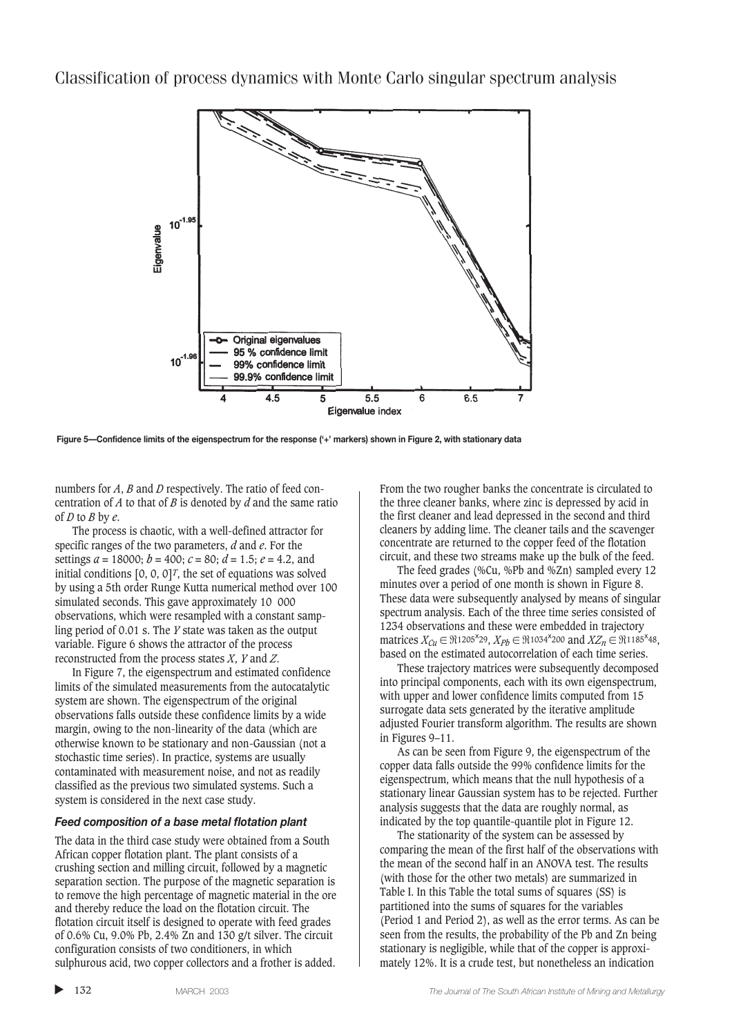Figure 5—Confidence limits of the eigenspectrum for the response ('+' markers) shown in Figure 2, with stationary data

numbers for $A$, $B$ and $D$ respectively. The ratio of feed concentration of $A$ to that of $B$ is denoted by $d$ and the same ratio of $D$ to $B$ by $e$.

The process is chaotic, with a well-defined attractor for specific ranges of the two parameters, $d$ and $e$. For the settings $a$ = 18000; $b$ = 400; $c$ = 80; $d$ = 1.5; $e$ = 4.2, and initial conditions $[0, 0, 0]^T$, the set of equations was solved by using a 5th order Runge Kutta numerical method over 100 simulated seconds. This gave approximately 10 000 observations, which were resampled with a constant sampling period of 0.01 s. The $Y$ state was taken as the output variable. Figure 6 shows the attractor of the process reconstructed from the process states $X$, $Y$ and $Z$.

In Figure 7, the eigenspectrum and estimated confidence limits of the simulated measurements from the autocatalytic system are shown. The eigenspectrum of the original observations falls outside these confidence limits by a wide margin, owing to the non-linearity of the data (which are otherwise known to be stationary and non-Gaussian (not a stochastic time series). In practice, systems are usually contaminated with measurement noise, and not as readily classified as the previous two simulated systems. Such a system is considered in the next case study.

### *Feed composition of a base metal flotation plant*

The data in the third case study were obtained from a South African copper flotation plant. The plant consists of a crushing section and milling circuit, followed by a magnetic separation section. The purpose of the magnetic separation is to remove the high percentage of magnetic material in the ore and thereby reduce the load on the flotation circuit. The flotation circuit itself is designed to operate with feed grades of 0.6% Cu, 9.0% Pb, 2.4% Zn and 130 g/t silver. The circuit configuration consists of two conditioners, in which sulphurous acid, two copper collectors and a frother is added. From the two rougher banks the concentrate is circulated to the three cleaner banks, where zinc is depressed by acid in the first cleaner and lead depressed in the second and third cleaners by adding lime. The cleaner tails and the scavenger concentrate are returned to the copper feed of the flotation circuit, and these two streams make up the bulk of the feed.

The feed grades (%Cu, %Pb and %Zn) sampled every 12 minutes over a period of one month is shown in Figure 8. These data were subsequently analysed by means of singular spectrum analysis. Each of the three time series consisted of 1234 observations and these were embedded in trajectory matrices $X_{Cu} \in \Re^{1205 \times 29}$, $X_{Pb} \in \Re^{1034 \times 200}$ and $XZ_n \in \Re^{1185 \times 48}$, based on the estimated autocorrelation of each time series.

These trajectory matrices were subsequently decomposed into principal components, each with its own eigenspectrum, with upper and lower confidence limits computed from 15 surrogate data sets generated by the iterative amplitude adjusted Fourier transform algorithm. The results are shown in Figures 9–11.

As can be seen from Figure 9, the eigenspectrum of the copper data falls outside the 99% confidence limits for the eigenspectrum, which means that the null hypothesis of a stationary linear Gaussian system has to be rejected. Further analysis suggests that the data are roughly normal, as indicated by the top quantile-quantile plot in Figure 12.

The stationarity of the system can be assessed by comparing the mean of the first half of the observations with the mean of the second half in an ANOVA test. The results (with those for the other two metals) are summarized in Table I. In this Table the total sums of squares (SS) is partitioned into the sums of squares for the variables (Period 1 and Period 2), as well as the error terms. As can be seen from the results, the probability of the Pb and Zn being stationary is negligible, while that of the copper is approximately 12%. It is a crude test, but nonetheless an indication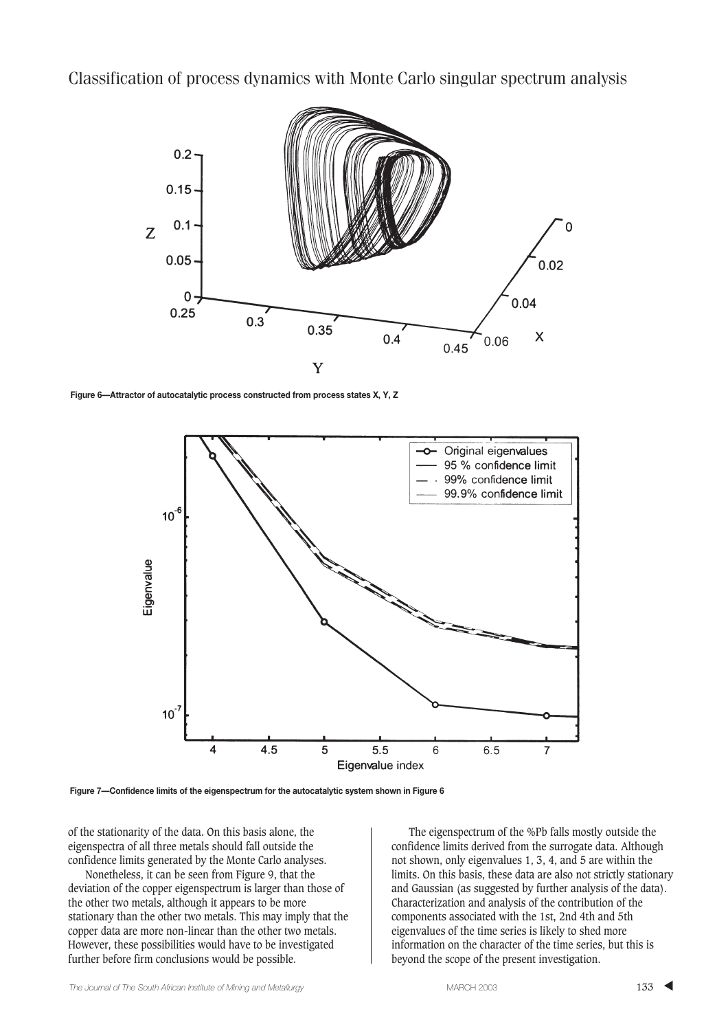Figure 6—Attractor of autocatalytic process constructed from process states X, Y, Z

Figure 7—Confidence limits of the eigenspectrum for the autocatalytic system shown in Figure 6

of the stationarity of the data. On this basis alone, the eigenspectra of all three metals should fall outside the confidence limits generated by the Monte Carlo analyses.

Nonetheless, it can be seen from Figure 9, that the deviation of the copper eigenspectrum is larger than those of the other two metals, although it appears to be more stationary than the other two metals. This may imply that the copper data are more non-linear than the other two metals. However, these possibilities would have to be investigated further before firm conclusions would be possible.

The eigenspectrum of the %Pb falls mostly outside the confidence limits derived from the surrogate data. Although not shown, only eigenvalues 1, 3, 4, and 5 are within the limits. On this basis, these data are also not strictly stationary and Gaussian (as suggested by further analysis of the data). Characterization and analysis of the contribution of the components associated with the 1st, 2nd 4th and 5th eigenvalues of the time series is likely to shed more information on the character of the time series, but this is beyond the scope of the present investigation.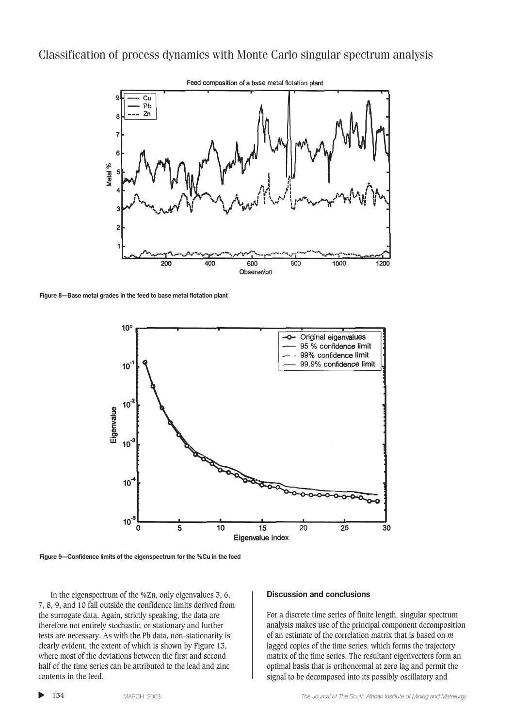Figure 8—Base metal grades in the feed to base metal flotation plant

Figure 9—Confidence limits of the eigenspectrum for the %Cu in the feed

In the eigenspectrum of the %Zn, only eigenvalues 3, 6, 7, 8, 9, and 10 fall outside the confidence limits derived from the surrogate data. Again, strictly speaking, the data are therefore not entirely stochastic, or stationary and further tests are necessary. As with the Pb data, non-stationarity is clearly evident, the extent of which is shown by Figure 13, where most of the deviations between the first and second half of the time series can be attributed to the lead and zinc contents in the feed.

### Discussion and conclusions

For a discrete time series of finite length, singular spectrum analysis makes use of the principal component decomposition of an estimate of the correlation matrix that is based on $m$ lagged copies of the time series, which forms the trajectory matrix of the time series. The resultant eigenvectors form an optimal basis that is orthonormal at zero lag and permit the signal to be decomposed into its possibly oscillatory and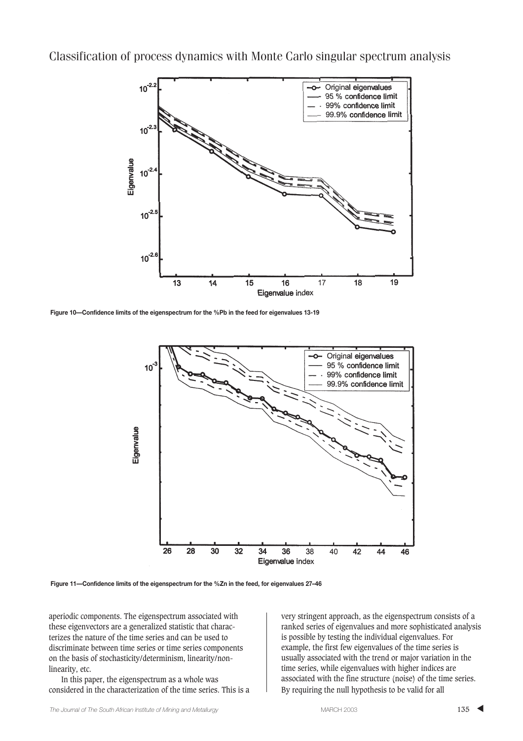Figure 10—Confidence limits of the eigenspectrum for the %Pb in the feed for eigenvalues 13-19

Figure 11—Confidence limits of the eigenspectrum for the %Zn in the feed, for eigenvalues 27–46

aperiodic components. The eigenspectrum associated with these eigenvectors are a generalized statistic that characterizes the nature of the time series and can be used to discriminate between time series or time series components on the basis of stochasticity/determinism, linearity/non-linearity, etc.

In this paper, the eigenspectrum as a whole was considered in the characterization of the time series. This is a very stringent approach, as the eigenspectrum consists of a ranked series of eigenvalues and more sophisticated analysis is possible by testing the individual eigenvalues. For example, the first few eigenvalues of the time series is usually associated with the trend or major variation in the time series, while eigenvalues with higher indices are associated with the fine structure (noise) of the time series. By requiring the null hypothesis to be valid for all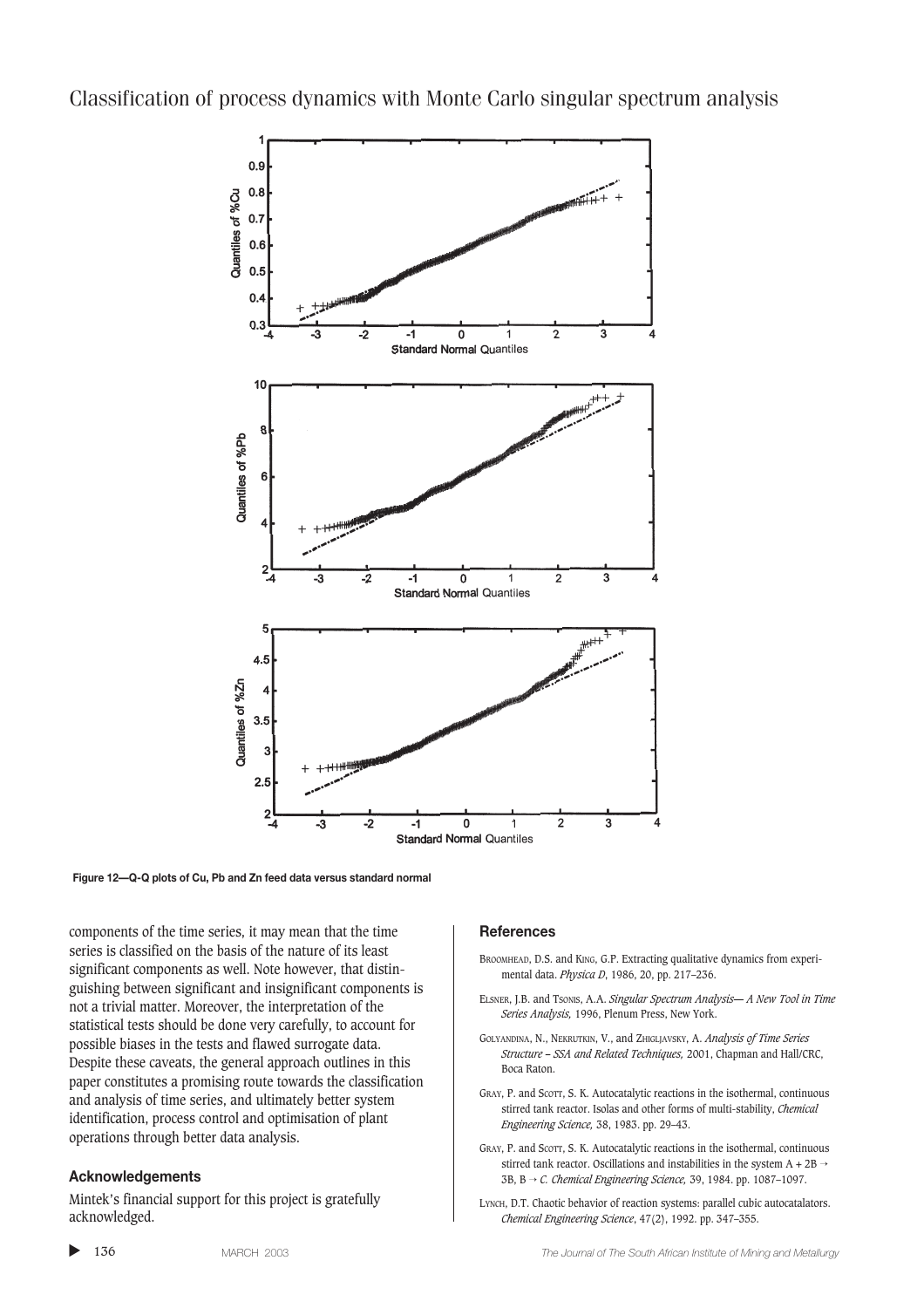Figure 12—Q-Q plots of Cu, Pb and Zn feed data versus standard normal

components of the time series, it may mean that the time series is classified on the basis of the nature of its least significant components as well. Note however, that distinguishing between significant and insignificant components is not a trivial matter. Moreover, the interpretation of the statistical tests should be done very carefully, to account for possible biases in the tests and flawed surrogate data. Despite these caveats, the general approach outlines in this paper constitutes a promising route towards the classification and analysis of time series, and ultimately better system identification, process control and optimisation of plant operations through better data analysis.

### Acknowledgements

Mintek's financial support for this project is gratefully acknowledged.

### References

BROOMHEAD, D.S. and KING, G.P. Extracting qualitative dynamics from experimental data. *Physica D*, 1986, 20, pp. 217–236.

ELSNER, J.B. and TSONIS, A.A. *Singular Spectrum Analysis— A New Tool in Time Series Analysis,* 1996, Plenum Press, New York.

GOLYANDINA, N., NEKRUTKIN, V., and ZHIGLJAVSKY, A. *Analysis of Time Series Structure – SSA and Related Techniques,* 2001, Chapman and Hall/CRC, Boca Raton.

GRAY, P. and SCOTT, S. K. Autocatalytic reactions in the isothermal, continuous stirred tank reactor. Isolas and other forms of multi-stability, *Chemical Engineering Science,* 38, 1983. pp. 29–43.

GRAY, P. and SCOTT, S. K. Autocatalytic reactions in the isothermal, continuous stirred tank reactor. Oscillations and instabilities in the system A + 2B → 3B, B → *C. Chemical Engineering Science,* 39, 1984. pp. 1087–1097.

LYNCH, D.T. Chaotic behavior of reaction systems: parallel cubic autocatalators. *Chemical Engineering Science*, 47(2), 1992. pp. 347–355.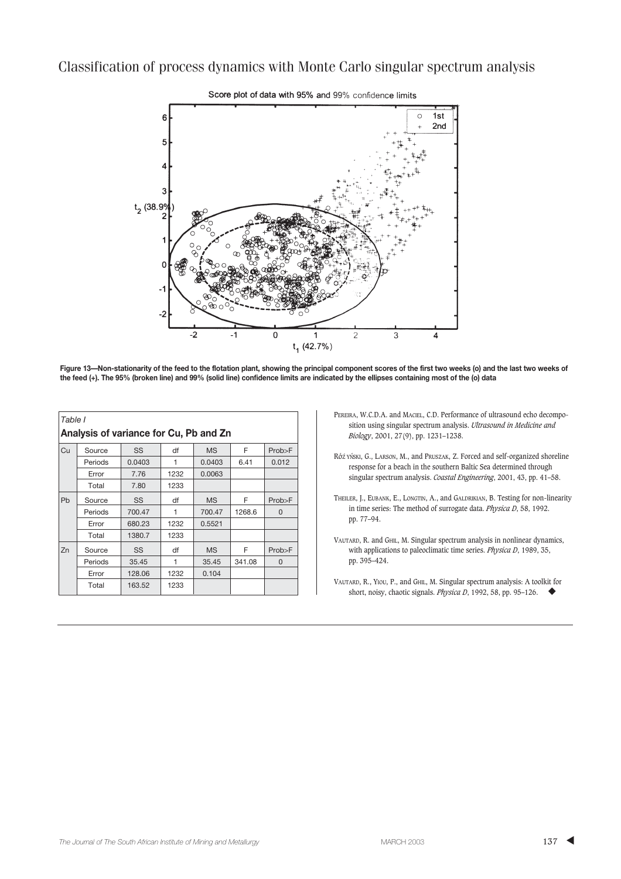Figure 13—Non-stationarity of the feed to the flotation plant, showing the principal component scores of the first two weeks (o) and the last two weeks of the feed (+). The 95% (broken line) and 99% (solid line) confidence limits are indicated by the ellipses containing most of the (o) data

*Table I*

**Analysis of variance for Cu, Pb and Zn**

| | Source | SS | df | MS | F | Prob>F |
|---|---|---|---|---|---|---|
| Cu | Source | SS | df | MS | F | Prob>F |
| | Periods | 0.0403 | 1 | 0.0403 | 6.41 | 0.012 |
| | Error | 7.76 | 1232 | 0.0063 | | |
| | Total | 7.80 | 1233 | | | |
| Pb | Source | SS | df | MS | F | Prob>F |
| | Periods | 700.47 | 1 | 700.47 | 1268.6 | 0 |
| | Error | 680.23 | 1232 | 0.5521 | | |
| | Total | 1380.7 | 1233 | | | |
| Zn | Source | SS | df | MS | F | Prob>F |
| | Periods | 35.45 | 1 | 35.45 | 341.08 | 0 |
| | Error | 128.06 | 1232 | 0.104 | | |
| | Total | 163.52 | 1233 | | | |

PEREIRA, W.C.D.A. and MACIEL, C.D. Performance of ultrasound echo decomposition using singular spectrum analysis. *Ultrasound in Medicine and Biology*, 2001, 27(9), pp. 1231–1238.

RÓŻYŃSKI, G., LARSON, M., and PRUSZAK, Z. Forced and self-organized shoreline response for a beach in the southern Baltic Sea determined through singular spectrum analysis. *Coastal Engineering*, 2001, 43, pp. 41–58.

THEILER, J., EUBANK, E., LONGTIN, A., and GALDRIKIAN, B. Testing for non-linearity in time series: The method of surrogate data. *Physica D*, 58, 1992. pp. 77–94.

VAUTARD, R. and GHIL, M. Singular spectrum analysis in nonlinear dynamics, with applications to paleoclimatic time series. *Physica D*, 1989, 35, pp. 395–424.

VAUTARD, R., YIOU, P., and GHIL, M. Singular spectrum analysis: A toolkit for short, noisy, chaotic signals. *Physica D*, 1992, 58, pp. 95–126. ◆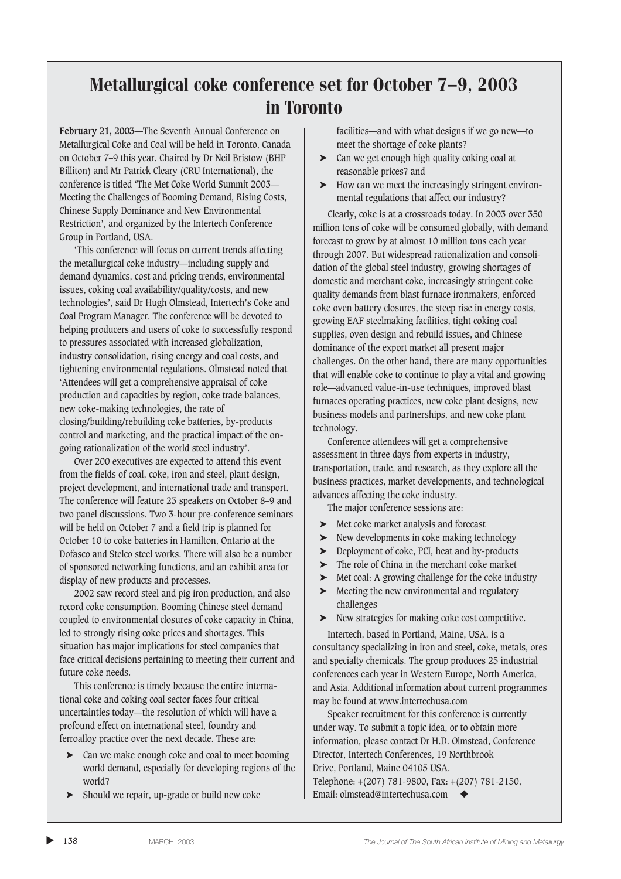# Metallurgical coke conference set for October 7–9, 2003 in Toronto

**February 21, 2003**—The Seventh Annual Conference on Metallurgical Coke and Coal will be held in Toronto, Canada on October 7–9 this year. Chaired by Dr Neil Bristow (BHP Billiton) and Mr Patrick Cleary (CRU International), the conference is titled 'The Met Coke World Summit 2003—Meeting the Challenges of Booming Demand, Rising Costs, Chinese Supply Dominance and New Environmental Restriction', and organized by the Intertech Conference Group in Portland, USA.

'This conference will focus on current trends affecting the metallurgical coke industry—including supply and demand dynamics, cost and pricing trends, environmental issues, coking coal availability/quality/costs, and new technologies', said Dr Hugh Olmstead, Intertech's Coke and Coal Program Manager. The conference will be devoted to helping producers and users of coke to successfully respond to pressures associated with increased globalization, industry consolidation, rising energy and coal costs, and tightening environmental regulations. Olmstead noted that 'Attendees will get a comprehensive appraisal of coke production and capacities by region, coke trade balances, new coke-making technologies, the rate of closing/building/rebuilding coke batteries, by-products control and marketing, and the practical impact of the on-going rationalization of the world steel industry'.

Over 200 executives are expected to attend this event from the fields of coal, coke, iron and steel, plant design, project development, and international trade and transport. The conference will feature 23 speakers on October 8–9 and two panel discussions. Two 3-hour pre-conference seminars will be held on October 7 and a field trip is planned for October 10 to coke batteries in Hamilton, Ontario at the Dofasco and Stelco steel works. There will also be a number of sponsored networking functions, and an exhibit area for display of new products and processes.

2002 saw record steel and pig iron production, and also record coke consumption. Booming Chinese steel demand coupled to environmental closures of coke capacity in China, led to strongly rising coke prices and shortages. This situation has major implications for steel companies that face critical decisions pertaining to meeting their current and future coke needs.

This conference is timely because the entire international coke and coking coal sector faces four critical uncertainties today—the resolution of which will have a profound effect on international steel, foundry and ferroalloy practice over the next decade. These are:

- Can we make enough coke and coal to meet booming world demand, especially for developing regions of the world?
- Should we repair, up-grade or build new coke facilities—and with what designs if we go new—to meet the shortage of coke plants?
- Can we get enough high quality coking coal at reasonable prices? and
- How can we meet the increasingly stringent environmental regulations that affect our industry?

Clearly, coke is at a crossroads today. In 2003 over 350 million tons of coke will be consumed globally, with demand forecast to grow by at almost 10 million tons each year through 2007. But widespread rationalization and consolidation of the global steel industry, growing shortages of domestic and merchant coke, increasingly stringent coke quality demands from blast furnace ironmakers, enforced coke oven battery closures, the steep rise in energy costs, growing EAF steelmaking facilities, tight coking coal supplies, oven design and rebuild issues, and Chinese dominance of the export market all present major challenges. On the other hand, there are many opportunities that will enable coke to continue to play a vital and growing role—advanced value-in-use techniques, improved blast furnaces operating practices, new coke plant designs, new business models and partnerships, and new coke plant technology.

Conference attendees will get a comprehensive assessment in three days from experts in industry, transportation, trade, and research, as they explore all the business practices, market developments, and technological advances affecting the coke industry.

The major conference sessions are:

- Met coke market analysis and forecast
- New developments in coke making technology
- Deployment of coke, PCI, heat and by-products
- The role of China in the merchant coke market
- Met coal: A growing challenge for the coke industry
- Meeting the new environmental and regulatory challenges
- New strategies for making coke cost competitive.

Intertech, based in Portland, Maine, USA, is a consultancy specializing in iron and steel, coke, metals, ores and specialty chemicals. The group produces 25 industrial conferences each year in Western Europe, North America, and Asia. Additional information about current programmes may be found at www.intertechusa.com

Speaker recruitment for this conference is currently under way. To submit a topic idea, or to obtain more information, please contact Dr H.D. Olmstead, Conference Director, Intertech Conferences, 19 Northbrook Drive, Portland, Maine 04105 USA.
Telephone: +(207) 781-9800, Fax: +(207) 781-2150,
Email: olmstead@intertechusa.com ◆